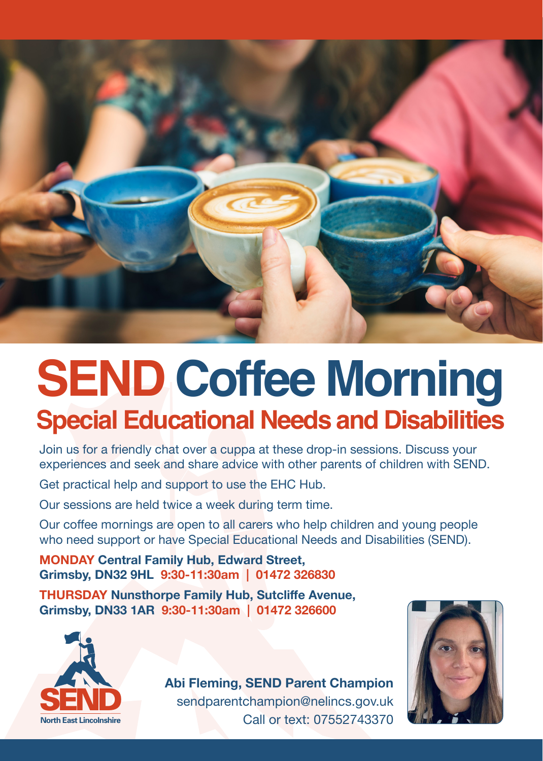# SEND Coffee Morning

## Special Educational Needs and Disabilities

Join us for a friendly chat over a cuppa at these drop-in sessions. Discuss your experiences and seek and share advice with other parents of children with SEND.

Get practical help and support to use the EHC Hub.

Our sessions are held twice a week during term time.

Our coffee mornings are open to all carers who help children and young people who need support or have Special Educational Needs and Disabilities (SEND).

**MONDAY Central Family Hub, Edward Street, Grimsby, DN32 9HL 9:30-11:30am | 01472 326830**

**THURSDAY Nunsthorpe Family Hub, Sutcliffe Avenue, Grimsby, DN33 1AR 9:30-11:30am | 01472 326600**

SEND North East Lincolnshire

**Abi Fleming, SEND Parent Champion**
sendparentchampion@nelincs.gov.uk
Call or text: 07552743370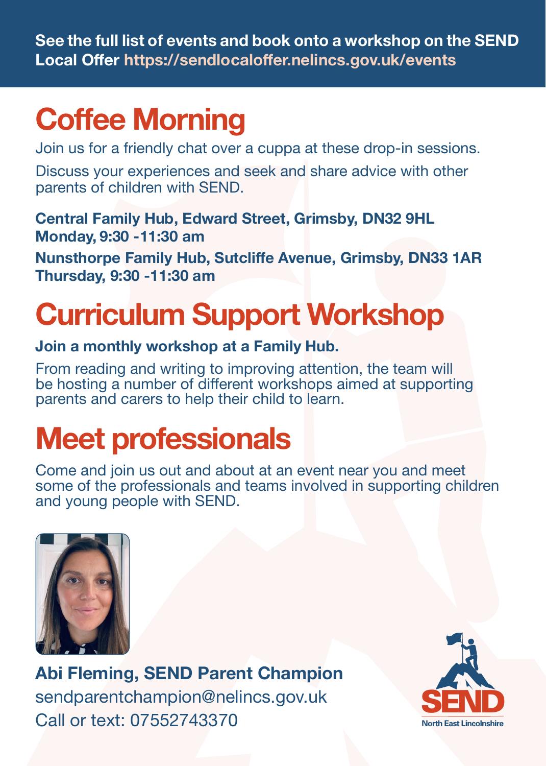**See the full list of events and book onto a workshop on the SEND Local Offer https://sendlocaloffer.nelincs.gov.uk/events**

# Coffee Morning

Join us for a friendly chat over a cuppa at these drop-in sessions.

Discuss your experiences and seek and share advice with other parents of children with SEND.

**Central Family Hub, Edward Street, Grimsby, DN32 9HL**
**Monday, 9:30 -11:30 am**

**Nunsthorpe Family Hub, Sutcliffe Avenue, Grimsby, DN33 1AR**
**Thursday, 9:30 -11:30 am**

# Curriculum Support Workshop

**Join a monthly workshop at a Family Hub.**

From reading and writing to improving attention, the team will be hosting a number of different workshops aimed at supporting parents and carers to help their child to learn.

# Meet professionals

Come and join us out and about at an event near you and meet some of the professionals and teams involved in supporting children and young people with SEND.

**Abi Fleming, SEND Parent Champion**
sendparentchampion@nelincs.gov.uk
Call or text: 07552743370

SEND
North East Lincolnshire